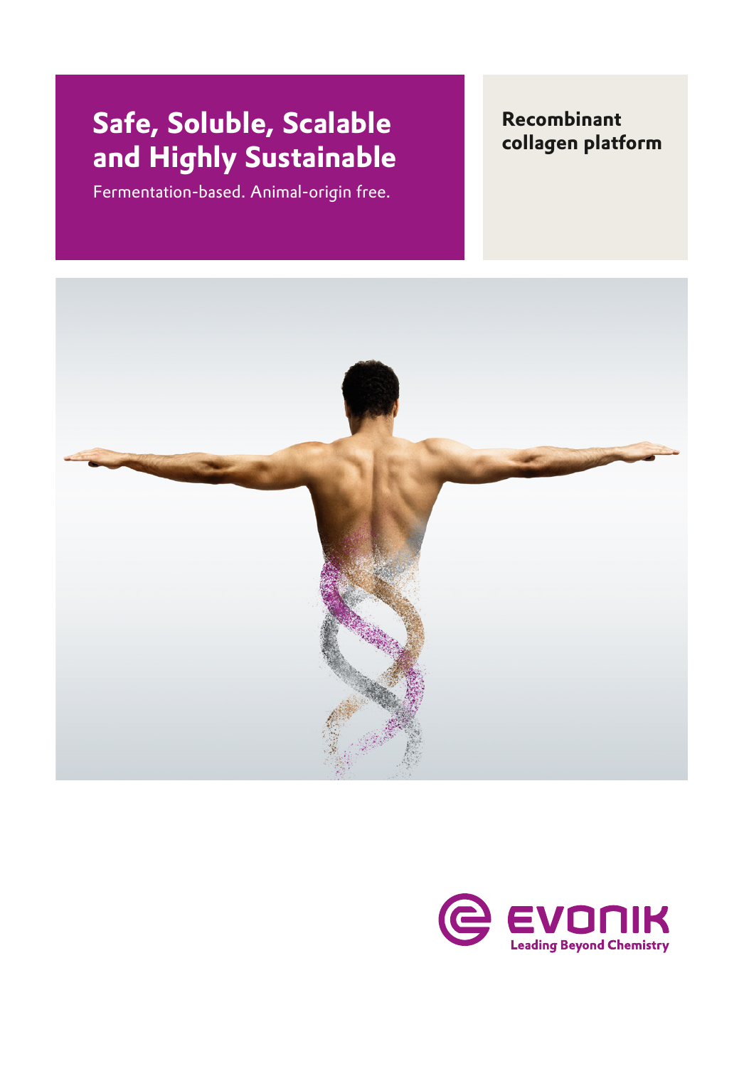# Safe, Soluble, Scalable and Highly Sustainable

Fermentation-based. Animal-origin free.

## Recombinant collagen platform

EVONIK
Leading Beyond Chemistry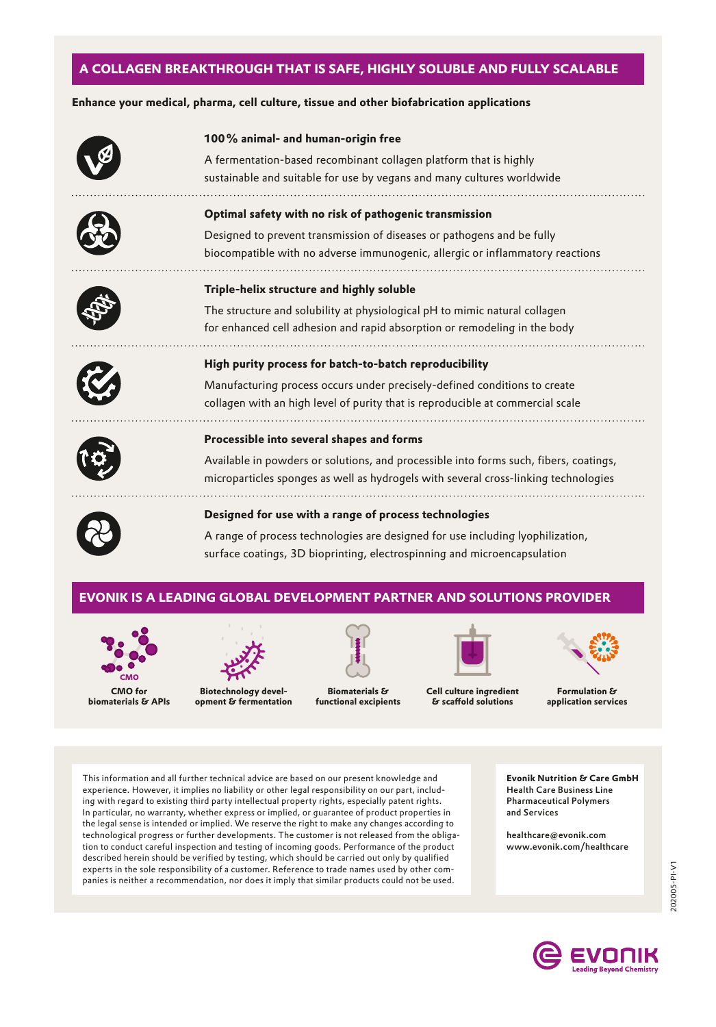## A COLLAGEN BREAKTHROUGH THAT IS SAFE, HIGHLY SOLUBLE AND FULLY SCALABLE

**Enhance your medical, pharma, cell culture, tissue and other biofabrication applications**

**100% animal- and human-origin free**

A fermentation-based recombinant collagen platform that is highly sustainable and suitable for use by vegans and many cultures worldwide

**Optimal safety with no risk of pathogenic transmission**

Designed to prevent transmission of diseases or pathogens and be fully biocompatible with no adverse immunogenic, allergic or inflammatory reactions

**Triple-helix structure and highly soluble**

The structure and solubility at physiological pH to mimic natural collagen for enhanced cell adhesion and rapid absorption or remodeling in the body

**High purity process for batch-to-batch reproducibility**

Manufacturing process occurs under precisely-defined conditions to create collagen with an high level of purity that is reproducible at commercial scale

**Processible into several shapes and forms**

Available in powders or solutions, and processible into forms such, fibers, coatings, microparticles sponges as well as hydrogels with several cross-linking technologies

**Designed for use with a range of process technologies**

A range of process technologies are designed for use including lyophilization, surface coatings, 3D bioprinting, electrospinning and microencapsulation

## EVONIK IS A LEADING GLOBAL DEVELOPMENT PARTNER AND SOLUTIONS PROVIDER

- **CMO for biomaterials & APIs**
- **Biotechnology development & fermentation**
- **Biomaterials & functional excipients**
- **Cell culture ingredient & scaffold solutions**
- **Formulation & application services**

This information and all further technical advice are based on our present knowledge and experience. However, it implies no liability or other legal responsibility on our part, including with regard to existing third party intellectual property rights, especially patent rights. In particular, no warranty, whether express or implied, or guarantee of product properties in the legal sense is intended or implied. We reserve the right to make any changes according to technological progress or further developments. The customer is not released from the obligation to conduct careful inspection and testing of incoming goods. Performance of the product described herein should be verified by testing, which should be carried out only by qualified experts in the sole responsibility of a customer. Reference to trade names used by other companies is neither a recommendation, nor does it imply that similar products could not be used.

**Evonik Nutrition & Care GmbH**
**Health Care Business Line**
**Pharmaceutical Polymers**
**and Services**

**healthcare@evonik.com**
**www.evonik.com/healthcare**

202005-PI-V1

EVONIK
Leading Beyond Chemistry